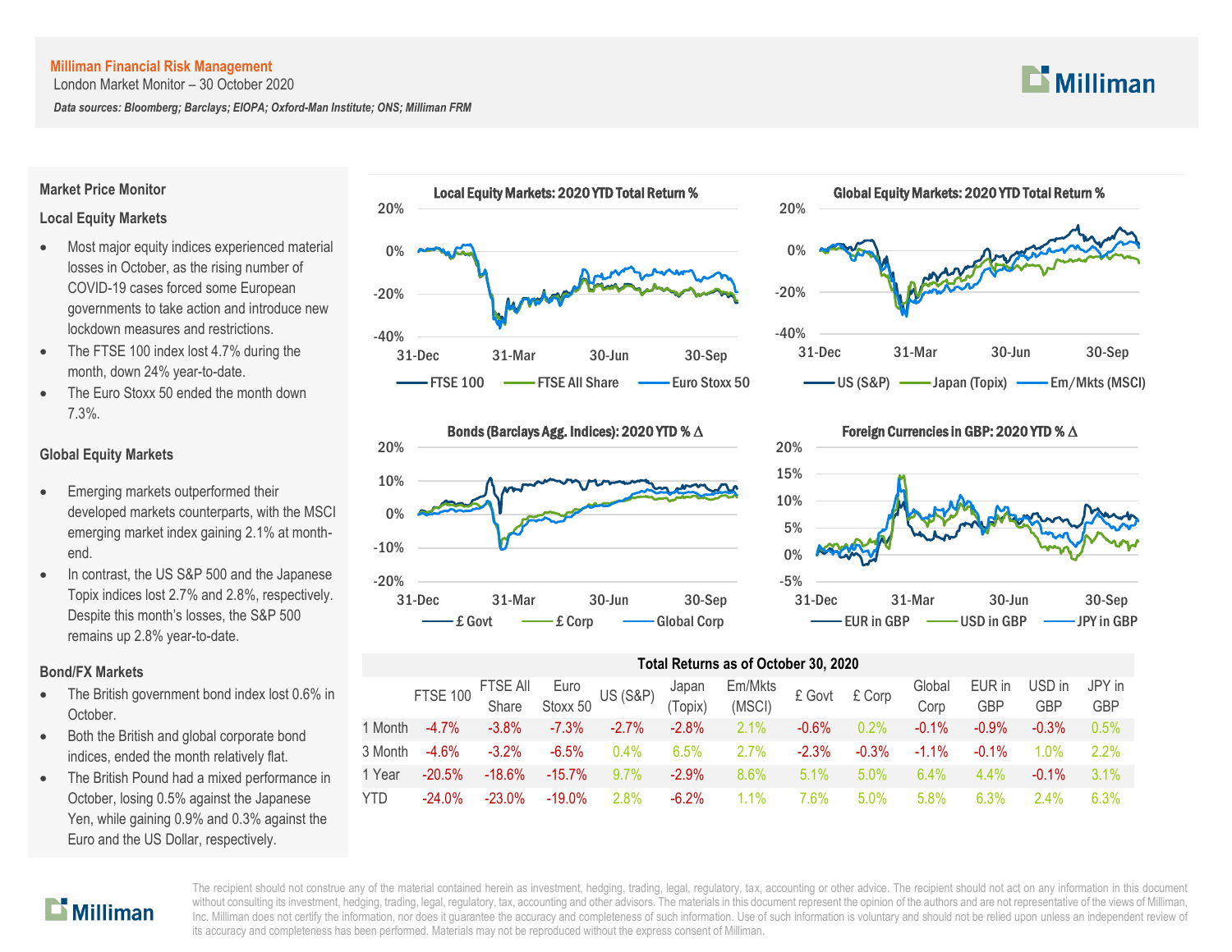**Milliman Financial Risk Management**

London Market Monitor – 30 October 2020

***Data sources: Bloomberg; Barclays; EIOPA; Oxford-Man Institute; ONS; Milliman FRM***

## Market Price Monitor

### Local Equity Markets

- Most major equity indices experienced material losses in October, as the rising number of COVID-19 cases forced some European governments to take action and introduce new lockdown measures and restrictions.
- The FTSE 100 index lost 4.7% during the month, down 24% year-to-date.
- The Euro Stoxx 50 ended the month down 7.3%.

### Global Equity Markets

- Emerging markets outperformed their developed markets counterparts, with the MSCI emerging market index gaining 2.1% at month-end.
- In contrast, the US S&P 500 and the Japanese Topix indices lost 2.7% and 2.8%, respectively. Despite this month's losses, the S&P 500 remains up 2.8% year-to-date.

### Bond/FX Markets

- The British government bond index lost 0.6% in October.
- Both the British and global corporate bond indices, ended the month relatively flat.
- The British Pound had a mixed performance in October, losing 0.5% against the Japanese Yen, while gaining 0.9% and 0.3% against the Euro and the US Dollar, respectively.

**Local Equity Markets: 2020 YTD Total Return %**

**Global Equity Markets: 2020 YTD Total Return %**

**Bonds (Barclays Agg. Indices): 2020 YTD % Δ**

**Foreign Currencies in GBP: 2020 YTD % Δ**

**Total Returns as of October 30, 2020**

| | FTSE 100 | FTSE All Share | Euro Stoxx 50 | US (S&P) | Japan (Topix) | Em/Mkts (MSCI) | £ Govt | £ Corp | Global Corp | EUR in GBP | USD in GBP | JPY in GBP |
|---|---|---|---|---|---|---|---|---|---|---|---|---|
| 1 Month | -4.7% | -3.8% | -7.3% | -2.7% | -2.8% | 2.1% | -0.6% | 0.2% | -0.1% | -0.9% | -0.3% | 0.5% |
| 3 Month | -4.6% | -3.2% | -6.5% | 0.4% | 6.5% | 2.7% | -2.3% | -0.3% | -1.1% | -0.1% | 1.0% | 2.2% |
| 1 Year | -20.5% | -18.6% | -15.7% | 9.7% | -2.9% | 8.6% | 5.1% | 5.0% | 6.4% | 4.4% | -0.1% | 3.1% |
| YTD | -24.0% | -23.0% | -19.0% | 2.8% | -6.2% | 1.1% | 7.6% | 5.0% | 5.8% | 6.3% | 2.4% | 6.3% |

The recipient should not construe any of the material contained herein as investment, hedging, trading, legal, regulatory, tax, accounting or other advice. The recipient should not act on any information in this document without consulting its investment, hedging, trading, legal, regulatory, tax, accounting and other advisors. The materials in this document represent the opinion of the authors and are not representative of the views of Milliman, Inc. Milliman does not certify the information, nor does it guarantee the accuracy and completeness of such information. Use of such information is voluntary and should not be relied upon unless an independent review of its accuracy and completeness has been performed. Materials may not be reproduced without the express consent of Milliman.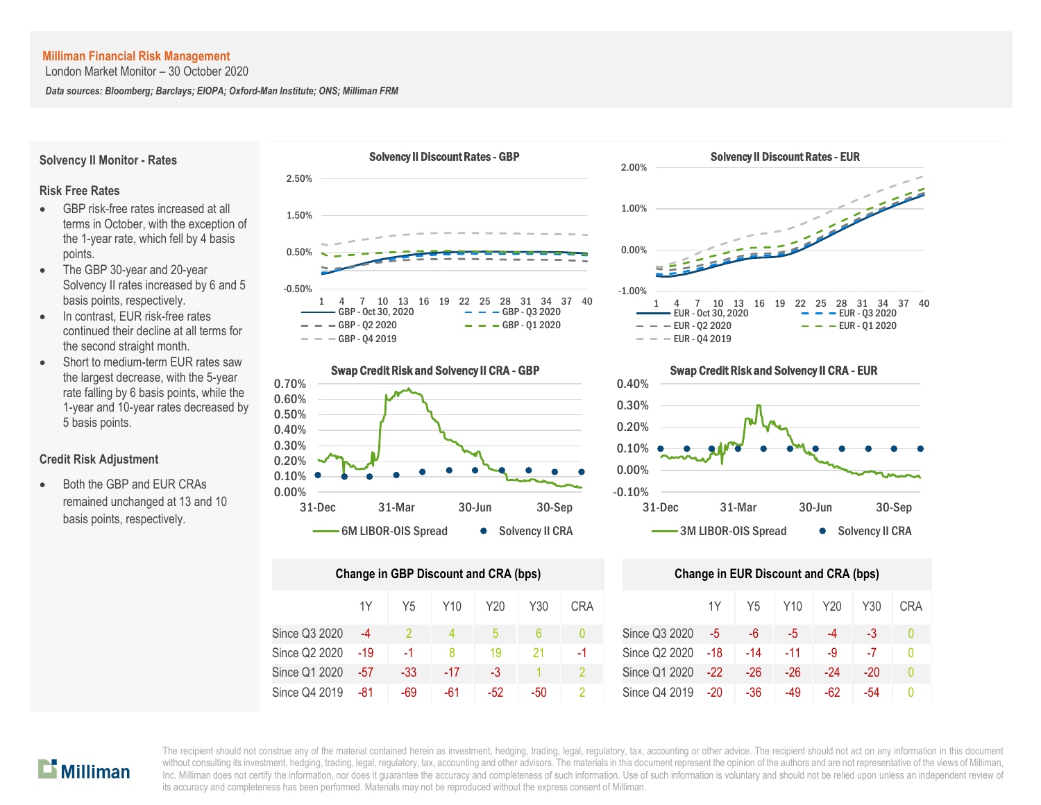Milliman Financial Risk Management

London Market Monitor – 30 October 2020

*Data sources: Bloomberg; Barclays; EIOPA; Oxford-Man Institute; ONS; Milliman FRM*

## Solvency II Monitor - Rates

### Risk Free Rates

- GBP risk-free rates increased at all terms in October, with the exception of the 1-year rate, which fell by 4 basis points.
- The GBP 30-year and 20-year Solvency II rates increased by 6 and 5 basis points, respectively.
- In contrast, EUR risk-free rates continued their decline at all terms for the second straight month.
- Short to medium-term EUR rates saw the largest decrease, with the 5-year rate falling by 6 basis points, while the 1-year and 10-year rates decreased by 5 basis points.

### Credit Risk Adjustment

- Both the GBP and EUR CRAs remained unchanged at 13 and 10 basis points, respectively.

**Solvency II Discount Rates - GBP**

**Solvency II Discount Rates - EUR**

**Swap Credit Risk and Solvency II CRA - GBP**

**Swap Credit Risk and Solvency II CRA - EUR**

**Change in GBP Discount and CRA (bps)**

| | 1Y | Y5 | Y10 | Y20 | Y30 | CRA |
|---|---|---|---|---|---|---|
| Since Q3 2020 | -4 | 2 | 4 | 5 | 6 | 0 |
| Since Q2 2020 | -19 | -1 | 8 | 19 | 21 | -1 |
| Since Q1 2020 | -57 | -33 | -17 | -3 | 1 | 2 |
| Since Q4 2019 | -81 | -69 | -61 | -52 | -50 | 2 |

**Change in EUR Discount and CRA (bps)**

| | 1Y | Y5 | Y10 | Y20 | Y30 | CRA |
|---|---|---|---|---|---|---|
| Since Q3 2020 | -5 | -6 | -5 | -4 | -3 | 0 |
| Since Q2 2020 | -18 | -14 | -11 | -9 | -7 | 0 |
| Since Q1 2020 | -22 | -26 | -26 | -24 | -20 | 0 |
| Since Q4 2019 | -20 | -36 | -49 | -62 | -54 | 0 |

The recipient should not construe any of the material contained herein as investment, hedging, trading, legal, regulatory, tax, accounting or other advice. The recipient should not act on any information in this document without consulting its investment, hedging, trading, legal, regulatory, tax, accounting and other advisors. The materials in this document represent the opinion of the authors and are not representative of the views of Milliman, Inc. Milliman does not certify the information, nor does it guarantee the accuracy and completeness of such information. Use of such information is voluntary and should not be relied upon unless an independent review of its accuracy and completeness has been performed. Materials may not be reproduced without the express consent of Milliman.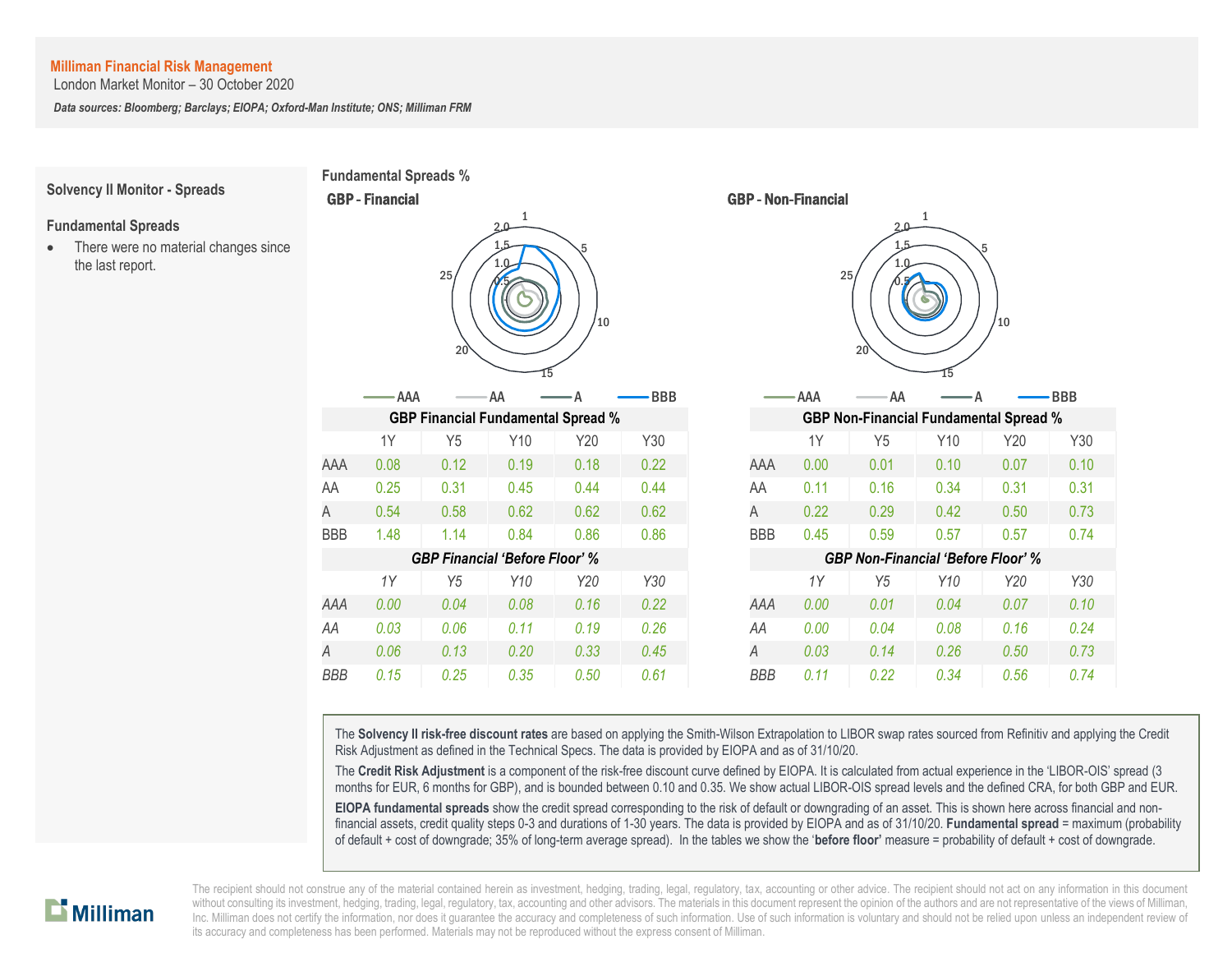**Milliman Financial Risk Management**
London Market Monitor – 30 October 2020

***Data sources: Bloomberg; Barclays; EIOPA; Oxford-Man Institute; ONS; Milliman FRM***

## Solvency II Monitor - Spreads

### Fundamental Spreads

- There were no material changes since the last report.

## Fundamental Spreads %

### GBP - Financial

### GBP - Non-Financial

**GBP Financial Fundamental Spread %**

| | 1Y | Y5 | Y10 | Y20 | Y30 |
|---|---|---|---|---|---|
| AAA | 0.08 | 0.12 | 0.19 | 0.18 | 0.22 |
| AA | 0.25 | 0.31 | 0.45 | 0.44 | 0.44 |
| A | 0.54 | 0.58 | 0.62 | 0.62 | 0.62 |
| BBB | 1.48 | 1.14 | 0.84 | 0.86 | 0.86 |

***GBP Financial 'Before Floor' %***

| | *1Y* | *Y5* | *Y10* | *Y20* | *Y30* |
|---|---|---|---|---|---|
| *AAA* | *0.00* | *0.04* | *0.08* | *0.16* | *0.22* |
| *AA* | *0.03* | *0.06* | *0.11* | *0.19* | *0.26* |
| *A* | *0.06* | *0.13* | *0.20* | *0.33* | *0.45* |
| *BBB* | *0.15* | *0.25* | *0.35* | *0.50* | *0.61* |

**GBP Non-Financial Fundamental Spread %**

| | 1Y | Y5 | Y10 | Y20 | Y30 |
|---|---|---|---|---|---|
| AAA | 0.00 | 0.01 | 0.10 | 0.07 | 0.10 |
| AA | 0.11 | 0.16 | 0.34 | 0.31 | 0.31 |
| A | 0.22 | 0.29 | 0.42 | 0.50 | 0.73 |
| BBB | 0.45 | 0.59 | 0.57 | 0.57 | 0.74 |

***GBP Non-Financial 'Before Floor' %***

| | *1Y* | *Y5* | *Y10* | *Y20* | *Y30* |
|---|---|---|---|---|---|
| *AAA* | *0.00* | *0.01* | *0.04* | *0.07* | *0.10* |
| *AA* | *0.00* | *0.04* | *0.08* | *0.16* | *0.24* |
| *A* | *0.03* | *0.14* | *0.26* | *0.50* | *0.73* |
| *BBB* | *0.11* | *0.22* | *0.34* | *0.56* | *0.74* |

The **Solvency II risk-free discount rates** are based on applying the Smith-Wilson Extrapolation to LIBOR swap rates sourced from Refinitiv and applying the Credit Risk Adjustment as defined in the Technical Specs. The data is provided by EIOPA and as of 31/10/20.

The **Credit Risk Adjustment** is a component of the risk-free discount curve defined by EIOPA. It is calculated from actual experience in the 'LIBOR-OIS' spread (3 months for EUR, 6 months for GBP), and is bounded between 0.10 and 0.35. We show actual LIBOR-OIS spread levels and the defined CRA, for both GBP and EUR.

**EIOPA fundamental spreads** show the credit spread corresponding to the risk of default or downgrading of an asset. This is shown here across financial and non-financial assets, credit quality steps 0-3 and durations of 1-30 years. The data is provided by EIOPA and as of 31/10/20. **Fundamental spread** = maximum (probability of default + cost of downgrade; 35% of long-term average spread). In the tables we show the '**before floor**' measure = probability of default + cost of downgrade.

The recipient should not construe any of the material contained herein as investment, hedging, trading, legal, regulatory, tax, accounting or other advice. The recipient should not act on any information in this document without consulting its investment, hedging, trading, legal, regulatory, tax, accounting and other advisors. The materials in this document represent the opinion of the authors and are not representative of the views of Milliman, Inc. Milliman does not certify the information, nor does it guarantee the accuracy and completeness of such information. Use of such information is voluntary and should not be relied upon unless an independent review of its accuracy and completeness has been performed. Materials may not be reproduced without the express consent of Milliman.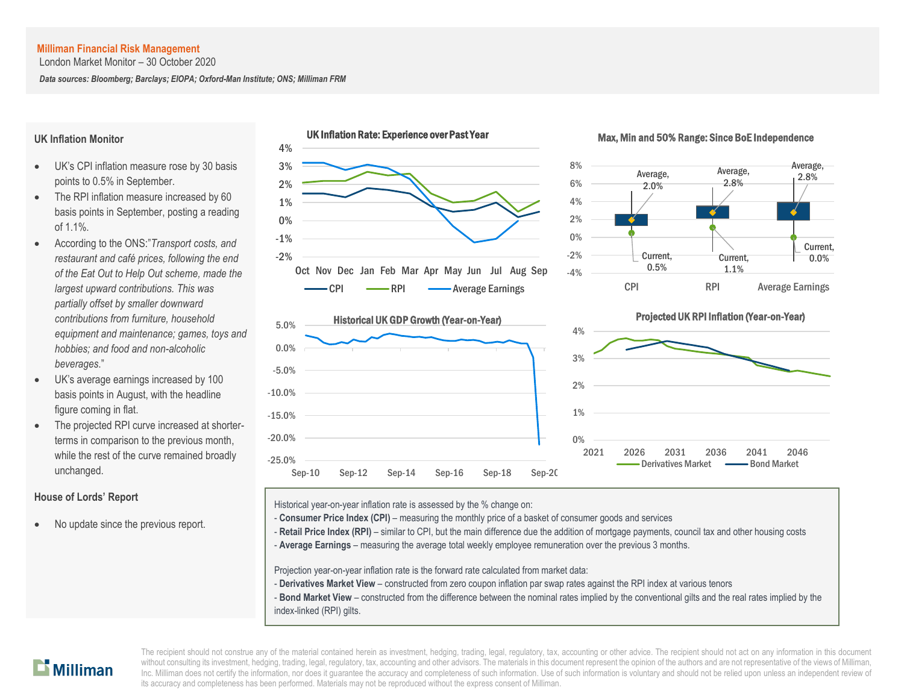**Milliman Financial Risk Management**
London Market Monitor – 30 October 2020

***Data sources: Bloomberg; Barclays; EIOPA; Oxford-Man Institute; ONS; Milliman FRM***

## UK Inflation Monitor

- UK's CPI inflation measure rose by 30 basis points to 0.5% in September.
- The RPI inflation measure increased by 60 basis points in September, posting a reading of 1.1%.
- According to the ONS:"*Transport costs, and restaurant and café prices, following the end of the Eat Out to Help Out scheme, made the largest upward contributions. This was partially offset by smaller downward contributions from furniture, household equipment and maintenance; games, toys and hobbies; and food and non-alcoholic beverages.*"
- UK's average earnings increased by 100 basis points in August, with the headline figure coming in flat.
- The projected RPI curve increased at shorter-terms in comparison to the previous month, while the rest of the curve remained broadly unchanged.

## House of Lords' Report

- No update since the previous report.

**UK Inflation Rate: Experience over Past Year**

**Max, Min and 50% Range: Since BoE Independence**

| | Average | Current |
|---|---|---|
| CPI | 2.0% | 0.5% |
| RPI | 2.8% | 1.1% |
| Average Earnings | 2.8% | 0.0% |

**Historical UK GDP Growth (Year-on-Year)**

**Projected UK RPI Inflation (Year-on-Year)**

Historical year-on-year inflation rate is assessed by the % change on:
- **Consumer Price Index (CPI)** – measuring the monthly price of a basket of consumer goods and services
- **Retail Price Index (RPI)** – similar to CPI, but the main difference due the addition of mortgage payments, council tax and other housing costs
- **Average Earnings** – measuring the average total weekly employee remuneration over the previous 3 months.

Projection year-on-year inflation rate is the forward rate calculated from market data:
- **Derivatives Market View** – constructed from zero coupon inflation par swap rates against the RPI index at various tenors
- **Bond Market View** – constructed from the difference between the nominal rates implied by the conventional gilts and the real rates implied by the index-linked (RPI) gilts.

The recipient should not construe any of the material contained herein as investment, hedging, trading, legal, regulatory, tax, accounting or other advice. The recipient should not act on any information in this document without consulting its investment, hedging, trading, legal, regulatory, tax, accounting and other advisors. The materials in this document represent the opinion of the authors and are not representative of the views of Milliman, Inc. Milliman does not certify the information, nor does it guarantee the accuracy and completeness of such information. Use of such information is voluntary and should not be relied upon unless an independent review of its accuracy and completeness has been performed. Materials may not be reproduced without the express consent of Milliman.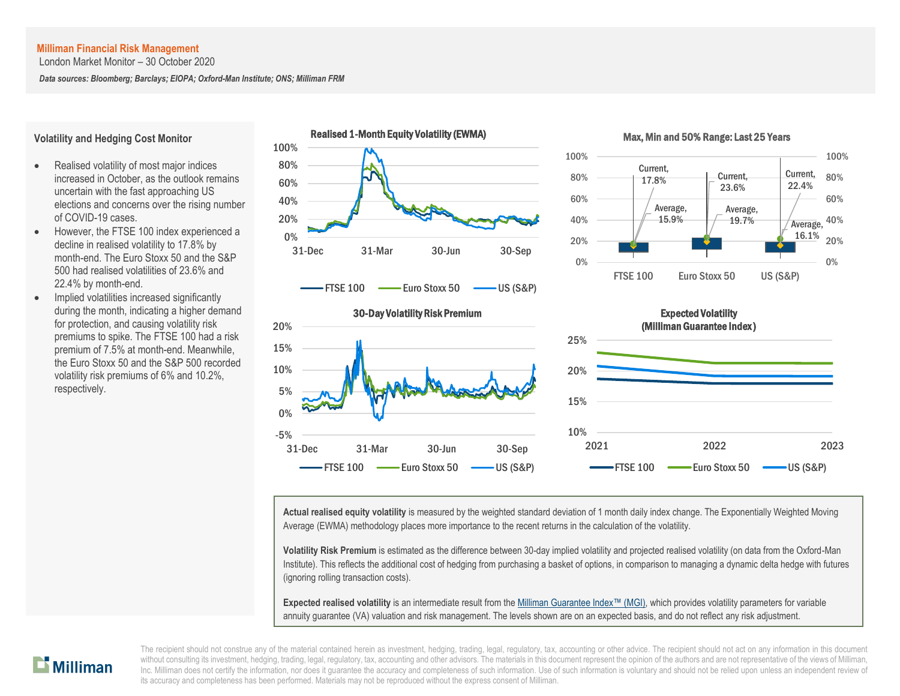**Milliman Financial Risk Management**
London Market Monitor – 30 October 2020

***Data sources: Bloomberg; Barclays; EIOPA; Oxford-Man Institute; ONS; Milliman FRM***

## Volatility and Hedging Cost Monitor

- Realised volatility of most major indices increased in October, as the outlook remains uncertain with the fast approaching US elections and concerns over the rising number of COVID-19 cases.
- However, the FTSE 100 index experienced a decline in realised volatility to 17.8% by month-end. The Euro Stoxx 50 and the S&P 500 had realised volatilities of 23.6% and 22.4% by month-end.
- Implied volatilities increased significantly during the month, indicating a higher demand for protection, and causing volatility risk premiums to spike. The FTSE 100 had a risk premium of 7.5% at month-end. Meanwhile, the Euro Stoxx 50 and the S&P 500 recorded volatility risk premiums of 6% and 10.2%, respectively.

**Realised 1-Month Equity Volatility (EWMA)**

**Max, Min and 50% Range: Last 25 Years**

| | FTSE 100 | Euro Stoxx 50 | US (S&P) |
|---|---|---|---|
| Current | 17.8% | 23.6% | 22.4% |
| Average | 15.9% | 19.7% | 16.1% |

**30-Day Volatility Risk Premium**

**Expected Volatility (Milliman Guarantee Index)**

**Actual realised equity volatility** is measured by the weighted standard deviation of 1 month daily index change. The Exponentially Weighted Moving Average (EWMA) methodology places more importance to the recent returns in the calculation of the volatility.

**Volatility Risk Premium** is estimated as the difference between 30-day implied volatility and projected realised volatility (on data from the Oxford-Man Institute). This reflects the additional cost of hedging from purchasing a basket of options, in comparison to managing a dynamic delta hedge with futures (ignoring rolling transaction costs).

**Expected realised volatility** is an intermediate result from the Milliman Guarantee Index™ (MGI), which provides volatility parameters for variable annuity guarantee (VA) valuation and risk management. The levels shown are on an expected basis, and do not reflect any risk adjustment.

The recipient should not construe any of the material contained herein as investment, hedging, trading, legal, regulatory, tax, accounting or other advice. The recipient should not act on any information in this document without consulting its investment, hedging, trading, legal, regulatory, tax, accounting and other advisors. The materials in this document represent the opinion of the authors and are not representative of the views of Milliman, Inc. Milliman does not certify the information, nor does it guarantee the accuracy and completeness of such information. Use of such information is voluntary and should not be relied upon unless an independent review of its accuracy and completeness has been performed. Materials may not be reproduced without the express consent of Milliman.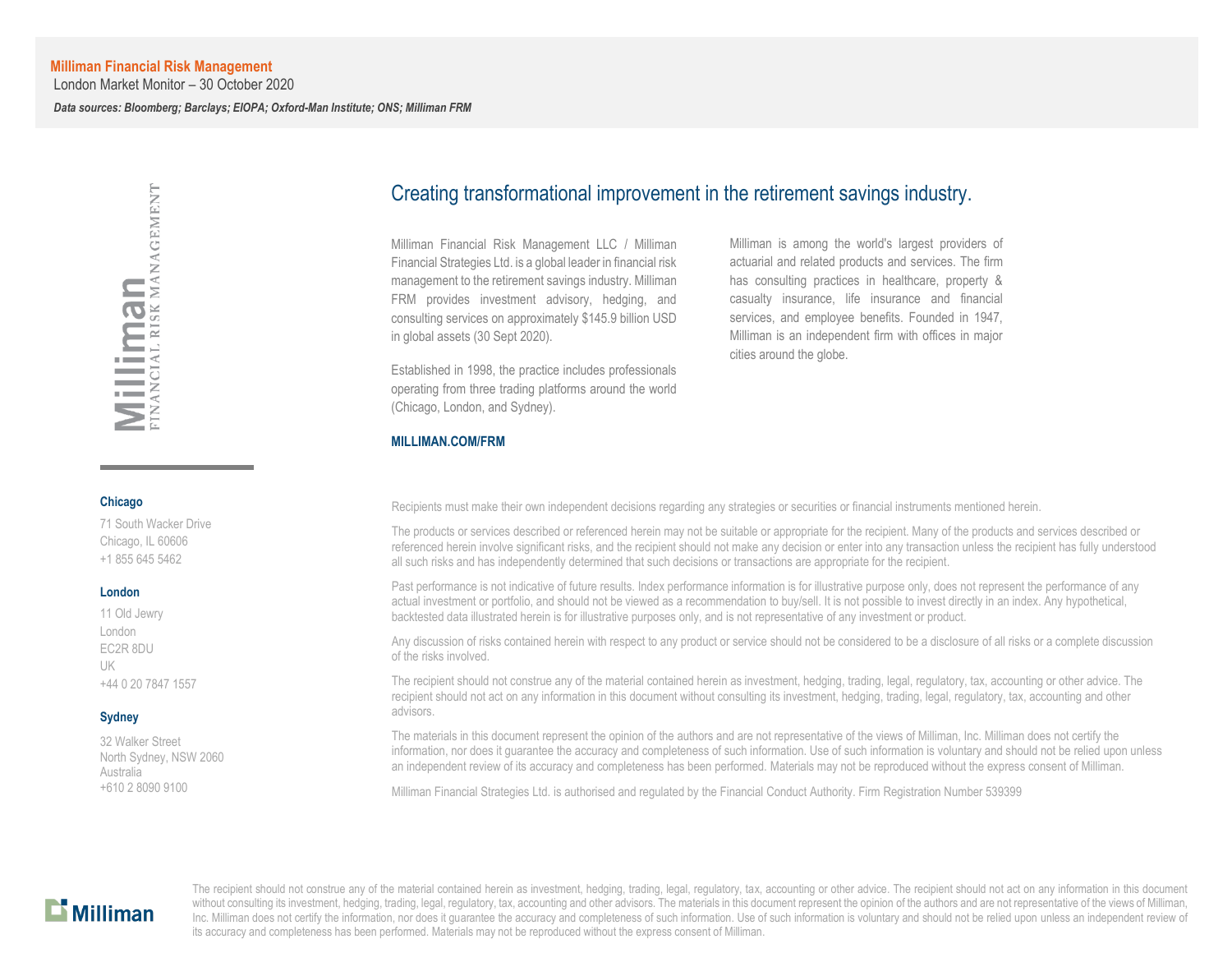## Creating transformational improvement in the retirement savings industry.

Milliman Financial Risk Management LLC / Milliman Financial Strategies Ltd. is a global leader in financial risk management to the retirement savings industry. Milliman FRM provides investment advisory, hedging, and consulting services on approximately $145.9 billion USD in global assets (30 Sept 2020).

Established in 1998, the practice includes professionals operating from three trading platforms around the world (Chicago, London, and Sydney).

Milliman is among the world's largest providers of actuarial and related products and services. The firm has consulting practices in healthcare, property & casualty insurance, life insurance and financial services, and employee benefits. Founded in 1947, Milliman is an independent firm with offices in major cities around the globe.

**MILLIMAN.COM/FRM**

### Chicago

71 South Wacker Drive
Chicago, IL 60606
+1 855 645 5462

### London

11 Old Jewry
London
EC2R 8DU
UK
+44 0 20 7847 1557

### Sydney

32 Walker Street
North Sydney, NSW 2060
Australia
+610 2 8090 9100

Recipients must make their own independent decisions regarding any strategies or securities or financial instruments mentioned herein.

The products or services described or referenced herein may not be suitable or appropriate for the recipient. Many of the products and services described or referenced herein involve significant risks, and the recipient should not make any decision or enter into any transaction unless the recipient has fully understood all such risks and has independently determined that such decisions or transactions are appropriate for the recipient.

Past performance is not indicative of future results. Index performance information is for illustrative purpose only, does not represent the performance of any actual investment or portfolio, and should not be viewed as a recommendation to buy/sell. It is not possible to invest directly in an index. Any hypothetical, backtested data illustrated herein is for illustrative purposes only, and is not representative of any investment or product.

Any discussion of risks contained herein with respect to any product or service should not be considered to be a disclosure of all risks or a complete discussion of the risks involved.

The recipient should not construe any of the material contained herein as investment, hedging, trading, legal, regulatory, tax, accounting or other advice. The recipient should not act on any information in this document without consulting its investment, hedging, trading, legal, regulatory, tax, accounting and other advisors.

The materials in this document represent the opinion of the authors and are not representative of the views of Milliman, Inc. Milliman does not certify the information, nor does it guarantee the accuracy and completeness of such information. Use of such information is voluntary and should not be relied upon unless an independent review of its accuracy and completeness has been performed. Materials may not be reproduced without the express consent of Milliman.

Milliman Financial Strategies Ltd. is authorised and regulated by the Financial Conduct Authority. Firm Registration Number 539399